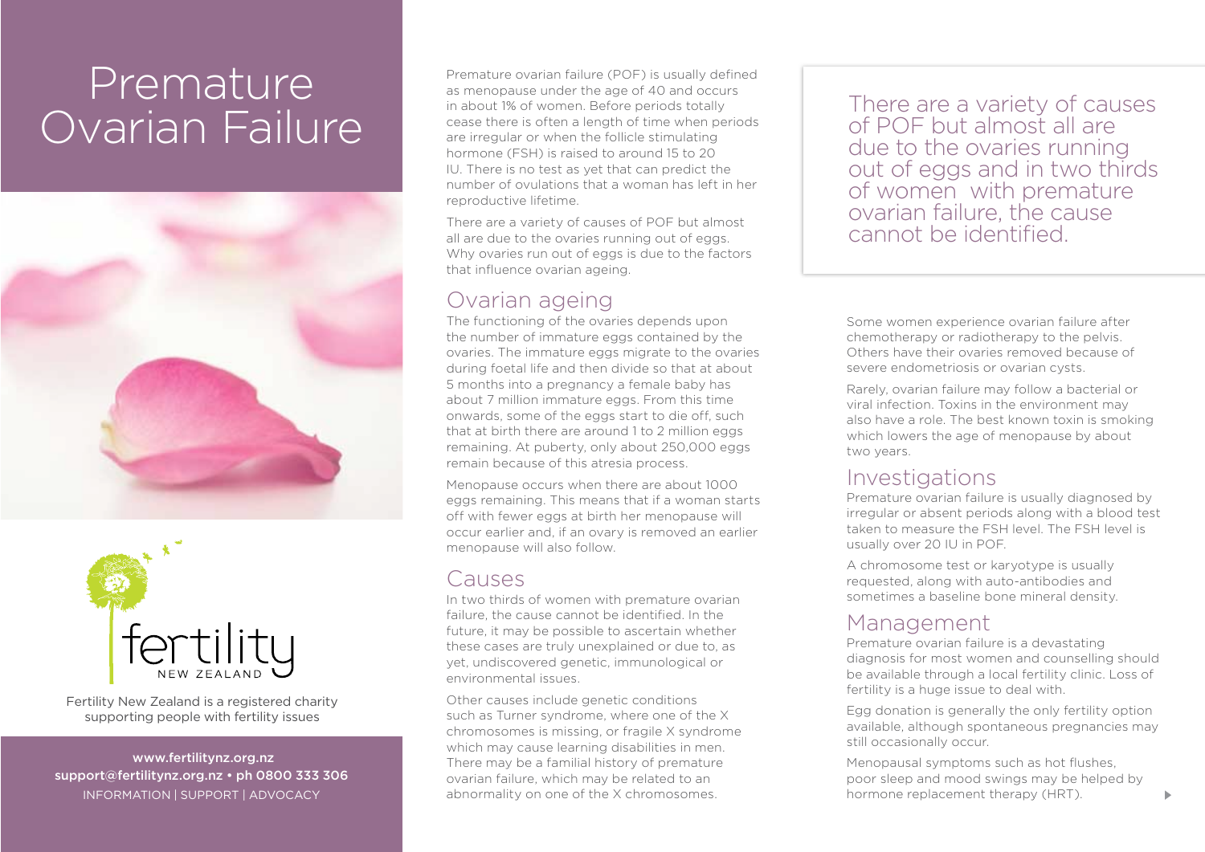# Premature Ovarian Failure

fertility NEW ZEALAND

Fertility New Zealand is a registered charity supporting people with fertility issues

www.fertilitynz.org.nz
support@fertilitynz.org.nz • ph 0800 333 306
INFORMATION | SUPPORT | ADVOCACY

Premature ovarian failure (POF) is usually defined as menopause under the age of 40 and occurs in about 1% of women. Before periods totally cease there is often a length of time when periods are irregular or when the follicle stimulating hormone (FSH) is raised to around 15 to 20 IU. There is no test as yet that can predict the number of ovulations that a woman has left in her reproductive lifetime.

There are a variety of causes of POF but almost all are due to the ovaries running out of eggs. Why ovaries run out of eggs is due to the factors that influence ovarian ageing.

## Ovarian ageing

The functioning of the ovaries depends upon the number of immature eggs contained by the ovaries. The immature eggs migrate to the ovaries during foetal life and then divide so that at about 5 months into a pregnancy a female baby has about 7 million immature eggs. From this time onwards, some of the eggs start to die off, such that at birth there are around 1 to 2 million eggs remaining. At puberty, only about 250,000 eggs remain because of this atresia process.

Menopause occurs when there are about 1000 eggs remaining. This means that if a woman starts off with fewer eggs at birth her menopause will occur earlier and, if an ovary is removed an earlier menopause will also follow.

## Causes

In two thirds of women with premature ovarian failure, the cause cannot be identified. In the future, it may be possible to ascertain whether these cases are truly unexplained or due to, as yet, undiscovered genetic, immunological or environmental issues.

Other causes include genetic conditions such as Turner syndrome, where one of the X chromosomes is missing, or fragile X syndrome which may cause learning disabilities in men. There may be a familial history of premature ovarian failure, which may be related to an abnormality on one of the X chromosomes.

> There are a variety of causes of POF but almost all are due to the ovaries running out of eggs and in two thirds of women with premature ovarian failure, the cause cannot be identified.

Some women experience ovarian failure after chemotherapy or radiotherapy to the pelvis. Others have their ovaries removed because of severe endometriosis or ovarian cysts.

Rarely, ovarian failure may follow a bacterial or viral infection. Toxins in the environment may also have a role. The best known toxin is smoking which lowers the age of menopause by about two years.

## Investigations

Premature ovarian failure is usually diagnosed by irregular or absent periods along with a blood test taken to measure the FSH level. The FSH level is usually over 20 IU in POF.

A chromosome test or karyotype is usually requested, along with auto-antibodies and sometimes a baseline bone mineral density.

## Management

Premature ovarian failure is a devastating diagnosis for most women and counselling should be available through a local fertility clinic. Loss of fertility is a huge issue to deal with.

Egg donation is generally the only fertility option available, although spontaneous pregnancies may still occasionally occur.

Menopausal symptoms such as hot flushes, poor sleep and mood swings may be helped by hormone replacement therapy (HRT).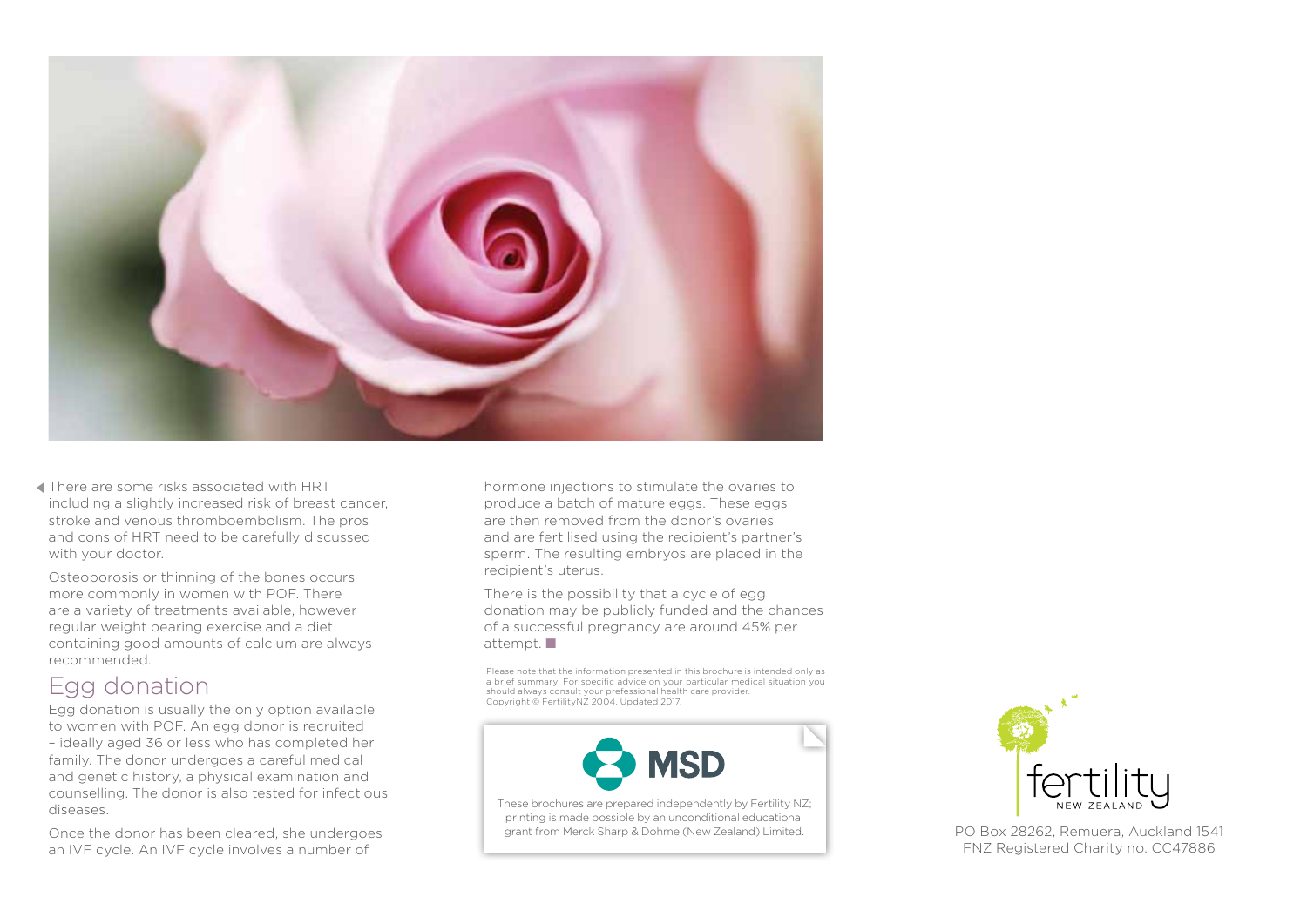There are some risks associated with HRT including a slightly increased risk of breast cancer, stroke and venous thromboembolism. The pros and cons of HRT need to be carefully discussed with your doctor.

Osteoporosis or thinning of the bones occurs more commonly in women with POF. There are a variety of treatments available, however regular weight bearing exercise and a diet containing good amounts of calcium are always recommended.

## Egg donation

Egg donation is usually the only option available to women with POF. An egg donor is recruited – ideally aged 36 or less who has completed her family. The donor undergoes a careful medical and genetic history, a physical examination and counselling. The donor is also tested for infectious diseases.

Once the donor has been cleared, she undergoes an IVF cycle. An IVF cycle involves a number of hormone injections to stimulate the ovaries to produce a batch of mature eggs. These eggs are then removed from the donor's ovaries and are fertilised using the recipient's partner's sperm. The resulting embryos are placed in the recipient's uterus.

There is the possibility that a cycle of egg donation may be publicly funded and the chances of a successful pregnancy are around 45% per attempt. ■

Please note that the information presented in this brochure is intended only as a brief summary. For specific advice on your particular medical situation you should always consult your prefessional health care provider.
Copyright © FertilityNZ 2004. Updated 2017.

MSD

These brochures are prepared independently by Fertility NZ; printing is made possible by an unconditional educational grant from Merck Sharp & Dohme (New Zealand) Limited.

fertility NEW ZEALAND

PO Box 28262, Remuera, Auckland 1541
FNZ Registered Charity no. CC47886